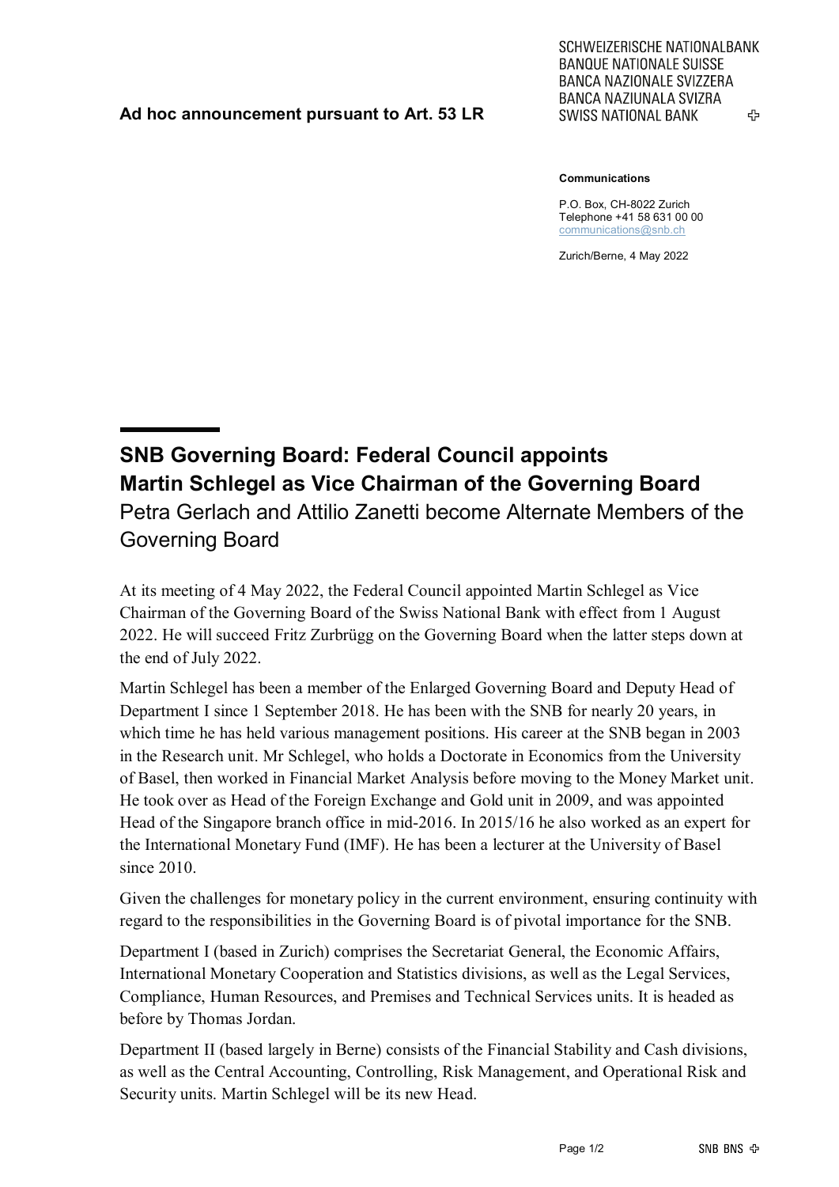**Ad hoc announcement pursuant to Art. 53 LR**

SCHWEIZERISCHE NATIONALBANK
BANQUE NATIONALE SUISSE
BANCA NAZIONALE SVIZZERA
BANCA NAZIUNALA SVIZRA
SWISS NATIONAL BANK

**Communications**

P.O. Box, CH-8022 Zurich
Telephone +41 58 631 00 00
communications@snb.ch

Zurich/Berne, 4 May 2022

# SNB Governing Board: Federal Council appoints Martin Schlegel as Vice Chairman of the Governing Board

## Petra Gerlach and Attilio Zanetti become Alternate Members of the Governing Board

At its meeting of 4 May 2022, the Federal Council appointed Martin Schlegel as Vice Chairman of the Governing Board of the Swiss National Bank with effect from 1 August 2022. He will succeed Fritz Zurbrügg on the Governing Board when the latter steps down at the end of July 2022.

Martin Schlegel has been a member of the Enlarged Governing Board and Deputy Head of Department I since 1 September 2018. He has been with the SNB for nearly 20 years, in which time he has held various management positions. His career at the SNB began in 2003 in the Research unit. Mr Schlegel, who holds a Doctorate in Economics from the University of Basel, then worked in Financial Market Analysis before moving to the Money Market unit. He took over as Head of the Foreign Exchange and Gold unit in 2009, and was appointed Head of the Singapore branch office in mid-2016. In 2015/16 he also worked as an expert for the International Monetary Fund (IMF). He has been a lecturer at the University of Basel since 2010.

Given the challenges for monetary policy in the current environment, ensuring continuity with regard to the responsibilities in the Governing Board is of pivotal importance for the SNB.

Department I (based in Zurich) comprises the Secretariat General, the Economic Affairs, International Monetary Cooperation and Statistics divisions, as well as the Legal Services, Compliance, Human Resources, and Premises and Technical Services units. It is headed as before by Thomas Jordan.

Department II (based largely in Berne) consists of the Financial Stability and Cash divisions, as well as the Central Accounting, Controlling, Risk Management, and Operational Risk and Security units. Martin Schlegel will be its new Head.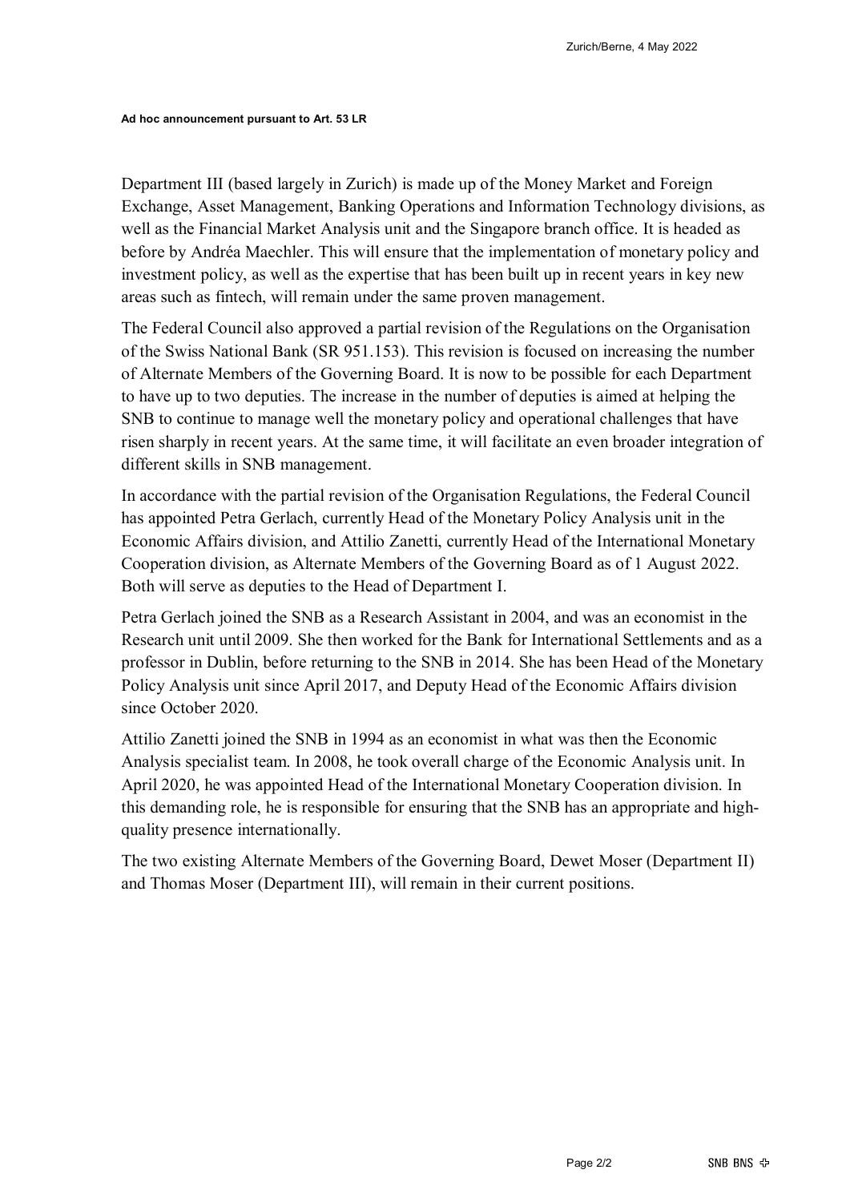**Ad hoc announcement pursuant to Art. 53 LR**

Department III (based largely in Zurich) is made up of the Money Market and Foreign Exchange, Asset Management, Banking Operations and Information Technology divisions, as well as the Financial Market Analysis unit and the Singapore branch office. It is headed as before by Andréa Maechler. This will ensure that the implementation of monetary policy and investment policy, as well as the expertise that has been built up in recent years in key new areas such as fintech, will remain under the same proven management.

The Federal Council also approved a partial revision of the Regulations on the Organisation of the Swiss National Bank (SR 951.153). This revision is focused on increasing the number of Alternate Members of the Governing Board. It is now to be possible for each Department to have up to two deputies. The increase in the number of deputies is aimed at helping the SNB to continue to manage well the monetary policy and operational challenges that have risen sharply in recent years. At the same time, it will facilitate an even broader integration of different skills in SNB management.

In accordance with the partial revision of the Organisation Regulations, the Federal Council has appointed Petra Gerlach, currently Head of the Monetary Policy Analysis unit in the Economic Affairs division, and Attilio Zanetti, currently Head of the International Monetary Cooperation division, as Alternate Members of the Governing Board as of 1 August 2022. Both will serve as deputies to the Head of Department I.

Petra Gerlach joined the SNB as a Research Assistant in 2004, and was an economist in the Research unit until 2009. She then worked for the Bank for International Settlements and as a professor in Dublin, before returning to the SNB in 2014. She has been Head of the Monetary Policy Analysis unit since April 2017, and Deputy Head of the Economic Affairs division since October 2020.

Attilio Zanetti joined the SNB in 1994 as an economist in what was then the Economic Analysis specialist team. In 2008, he took overall charge of the Economic Analysis unit. In April 2020, he was appointed Head of the International Monetary Cooperation division. In this demanding role, he is responsible for ensuring that the SNB has an appropriate and high-quality presence internationally.

The two existing Alternate Members of the Governing Board, Dewet Moser (Department II) and Thomas Moser (Department III), will remain in their current positions.